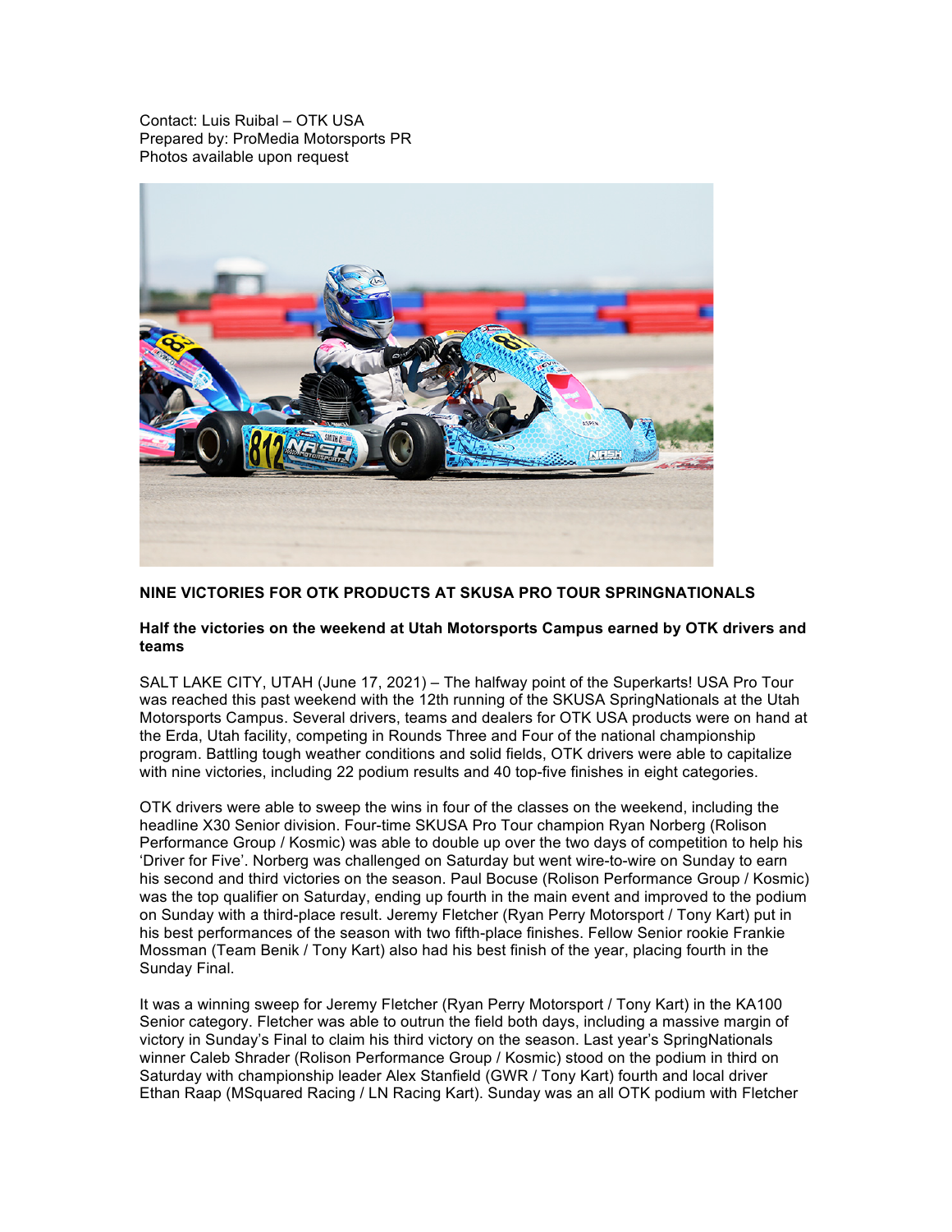Contact: Luis Ruibal – OTK USA
Prepared by: ProMedia Motorsports PR
Photos available upon request

**NINE VICTORIES FOR OTK PRODUCTS AT SKUSA PRO TOUR SPRINGNATIONALS**

**Half the victories on the weekend at Utah Motorsports Campus earned by OTK drivers and teams**

SALT LAKE CITY, UTAH (June 17, 2021) – The halfway point of the Superkarts! USA Pro Tour was reached this past weekend with the 12th running of the SKUSA SpringNationals at the Utah Motorsports Campus. Several drivers, teams and dealers for OTK USA products were on hand at the Erda, Utah facility, competing in Rounds Three and Four of the national championship program. Battling tough weather conditions and solid fields, OTK drivers were able to capitalize with nine victories, including 22 podium results and 40 top-five finishes in eight categories.

OTK drivers were able to sweep the wins in four of the classes on the weekend, including the headline X30 Senior division. Four-time SKUSA Pro Tour champion Ryan Norberg (Rolison Performance Group / Kosmic) was able to double up over the two days of competition to help his 'Driver for Five'. Norberg was challenged on Saturday but went wire-to-wire on Sunday to earn his second and third victories on the season. Paul Bocuse (Rolison Performance Group / Kosmic) was the top qualifier on Saturday, ending up fourth in the main event and improved to the podium on Sunday with a third-place result. Jeremy Fletcher (Ryan Perry Motorsport / Tony Kart) put in his best performances of the season with two fifth-place finishes. Fellow Senior rookie Frankie Mossman (Team Benik / Tony Kart) also had his best finish of the year, placing fourth in the Sunday Final.

It was a winning sweep for Jeremy Fletcher (Ryan Perry Motorsport / Tony Kart) in the KA100 Senior category. Fletcher was able to outrun the field both days, including a massive margin of victory in Sunday's Final to claim his third victory on the season. Last year's SpringNationals winner Caleb Shrader (Rolison Performance Group / Kosmic) stood on the podium in third on Saturday with championship leader Alex Stanfield (GWR / Tony Kart) fourth and local driver Ethan Raap (MSquared Racing / LN Racing Kart). Sunday was an all OTK podium with Fletcher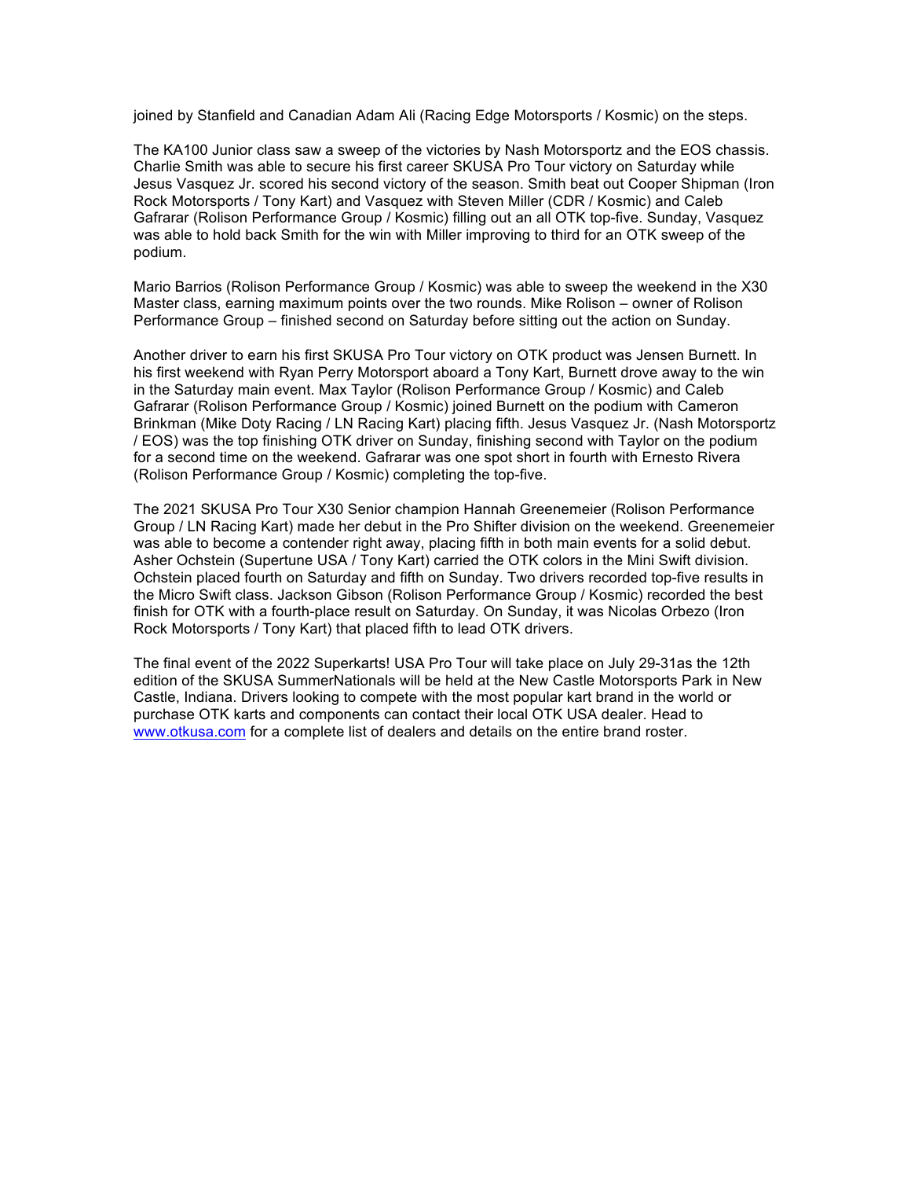joined by Stanfield and Canadian Adam Ali (Racing Edge Motorsports / Kosmic) on the steps.

The KA100 Junior class saw a sweep of the victories by Nash Motorsportz and the EOS chassis. Charlie Smith was able to secure his first career SKUSA Pro Tour victory on Saturday while Jesus Vasquez Jr. scored his second victory of the season. Smith beat out Cooper Shipman (Iron Rock Motorsports / Tony Kart) and Vasquez with Steven Miller (CDR / Kosmic) and Caleb Gafrarar (Rolison Performance Group / Kosmic) filling out an all OTK top-five. Sunday, Vasquez was able to hold back Smith for the win with Miller improving to third for an OTK sweep of the podium.

Mario Barrios (Rolison Performance Group / Kosmic) was able to sweep the weekend in the X30 Master class, earning maximum points over the two rounds. Mike Rolison – owner of Rolison Performance Group – finished second on Saturday before sitting out the action on Sunday.

Another driver to earn his first SKUSA Pro Tour victory on OTK product was Jensen Burnett. In his first weekend with Ryan Perry Motorsport aboard a Tony Kart, Burnett drove away to the win in the Saturday main event. Max Taylor (Rolison Performance Group / Kosmic) and Caleb Gafrarar (Rolison Performance Group / Kosmic) joined Burnett on the podium with Cameron Brinkman (Mike Doty Racing / LN Racing Kart) placing fifth. Jesus Vasquez Jr. (Nash Motorsportz / EOS) was the top finishing OTK driver on Sunday, finishing second with Taylor on the podium for a second time on the weekend. Gafrarar was one spot short in fourth with Ernesto Rivera (Rolison Performance Group / Kosmic) completing the top-five.

The 2021 SKUSA Pro Tour X30 Senior champion Hannah Greenemeier (Rolison Performance Group / LN Racing Kart) made her debut in the Pro Shifter division on the weekend. Greenemeier was able to become a contender right away, placing fifth in both main events for a solid debut. Asher Ochstein (Supertune USA / Tony Kart) carried the OTK colors in the Mini Swift division. Ochstein placed fourth on Saturday and fifth on Sunday. Two drivers recorded top-five results in the Micro Swift class. Jackson Gibson (Rolison Performance Group / Kosmic) recorded the best finish for OTK with a fourth-place result on Saturday. On Sunday, it was Nicolas Orbezo (Iron Rock Motorsports / Tony Kart) that placed fifth to lead OTK drivers.

The final event of the 2022 Superkarts! USA Pro Tour will take place on July 29-31as the 12th edition of the SKUSA SummerNationals will be held at the New Castle Motorsports Park in New Castle, Indiana. Drivers looking to compete with the most popular kart brand in the world or purchase OTK karts and components can contact their local OTK USA dealer. Head to [www.otkusa.com](http://www.otkusa.com) for a complete list of dealers and details on the entire brand roster.